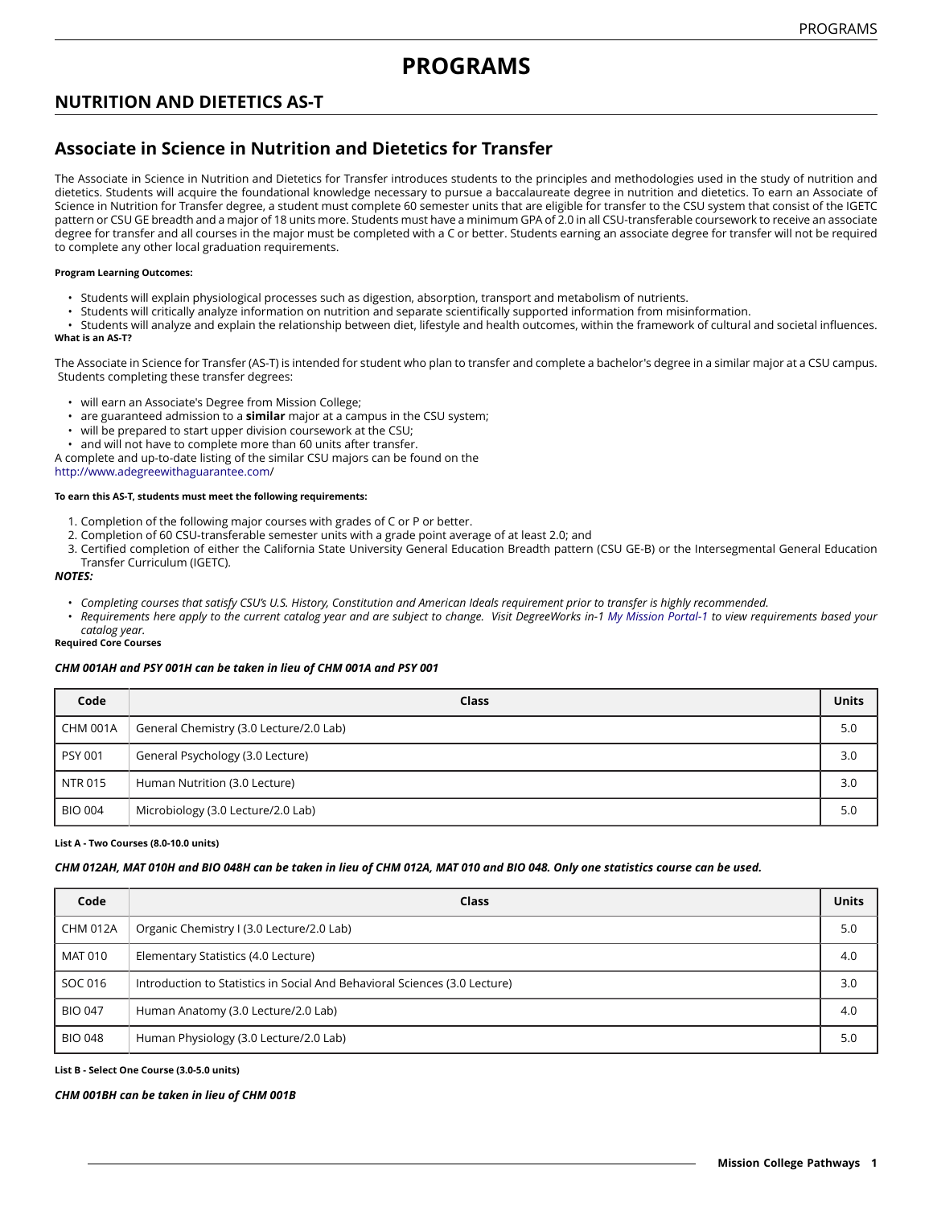# PROGRAMS

## NUTRITION AND DIETETICS AS-T

## Associate in Science in Nutrition and Dietetics for Transfer

The Associate in Science in Nutrition and Dietetics for Transfer introduces students to the principles and methodologies used in the study of nutrition and dietetics. Students will acquire the foundational knowledge necessary to pursue a baccalaureate degree in nutrition and dietetics. To earn an Associate of Science in Nutrition for Transfer degree, a student must complete 60 semester units that are eligible for transfer to the CSU system that consist of the IGETC pattern or CSU GE breadth and a major of 18 units more. Students must have a minimum GPA of 2.0 in all CSU-transferable coursework to receive an associate degree for transfer and all courses in the major must be completed with a C or better. Students earning an associate degree for transfer will not be required to complete any other local graduation requirements.

**Program Learning Outcomes:**

- Students will explain physiological processes such as digestion, absorption, transport and metabolism of nutrients.
- Students will critically analyze information on nutrition and separate scientifically supported information from misinformation.
- Students will analyze and explain the relationship between diet, lifestyle and health outcomes, within the framework of cultural and societal influences.

**What is an AS-T?**

The Associate in Science for Transfer (AS-T) is intended for student who plan to transfer and complete a bachelor's degree in a similar major at a CSU campus. Students completing these transfer degrees:

- will earn an Associate's Degree from Mission College;
- are guaranteed admission to a **similar** major at a campus in the CSU system;
- will be prepared to start upper division coursework at the CSU;
- and will not have to complete more than 60 units after transfer.

A complete and up-to-date listing of the similar CSU majors can be found on the http://www.adegreewithaguarantee.com/

**To earn this AS-T, students must meet the following requirements:**

1. Completion of the following major courses with grades of C or P or better.
2. Completion of 60 CSU-transferable semester units with a grade point average of at least 2.0; and
3. Certified completion of either the California State University General Education Breadth pattern (CSU GE-B) or the Intersegmental General Education Transfer Curriculum (IGETC).

***NOTES:***

- *Completing courses that satisfy CSU's U.S. History, Constitution and American Ideals requirement prior to transfer is highly recommended.*
- *Requirements here apply to the current catalog year and are subject to change. Visit DegreeWorks in-1 My Mission Portal-1 to view requirements based your catalog year.*

**Required Core Courses**

***CHM 001AH and PSY 001H can be taken in lieu of CHM 001A and PSY 001***

| Code | Class | Units |
|---|---|---|
| CHM 001A | General Chemistry (3.0 Lecture/2.0 Lab) | 5.0 |
| PSY 001 | General Psychology (3.0 Lecture) | 3.0 |
| NTR 015 | Human Nutrition (3.0 Lecture) | 3.0 |
| BIO 004 | Microbiology (3.0 Lecture/2.0 Lab) | 5.0 |

**List A - Two Courses (8.0-10.0 units)**

***CHM 012AH, MAT 010H and BIO 048H can be taken in lieu of CHM 012A, MAT 010 and BIO 048. Only one statistics course can be used.***

| Code | Class | Units |
|---|---|---|
| CHM 012A | Organic Chemistry I (3.0 Lecture/2.0 Lab) | 5.0 |
| MAT 010 | Elementary Statistics (4.0 Lecture) | 4.0 |
| SOC 016 | Introduction to Statistics in Social And Behavioral Sciences (3.0 Lecture) | 3.0 |
| BIO 047 | Human Anatomy (3.0 Lecture/2.0 Lab) | 4.0 |
| BIO 048 | Human Physiology (3.0 Lecture/2.0 Lab) | 5.0 |

**List B - Select One Course (3.0-5.0 units)**

***CHM 001BH can be taken in lieu of CHM 001B***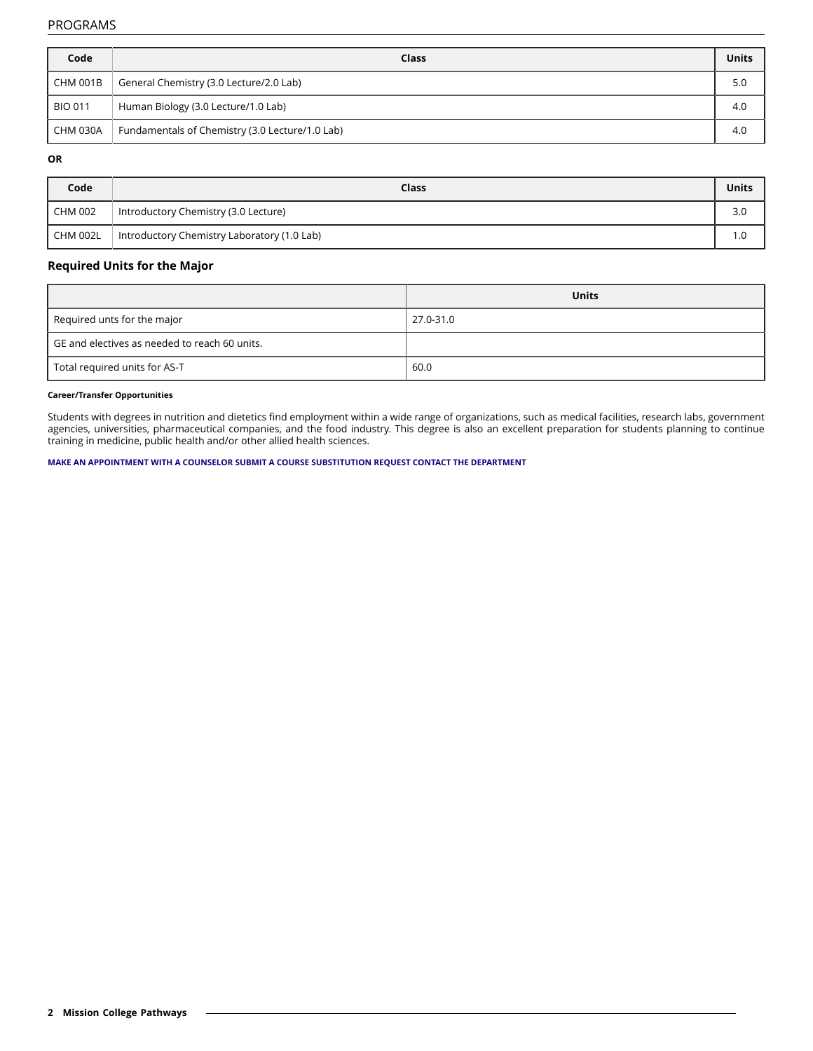| Code | Class | Units |
| --- | --- | --- |
| CHM 001B | General Chemistry (3.0 Lecture/2.0 Lab) | 5.0 |
| BIO 011 | Human Biology (3.0 Lecture/1.0 Lab) | 4.0 |
| CHM 030A | Fundamentals of Chemistry (3.0 Lecture/1.0 Lab) | 4.0 |

**OR**

| Code | Class | Units |
| --- | --- | --- |
| CHM 002 | Introductory Chemistry (3.0 Lecture) | 3.0 |
| CHM 002L | Introductory Chemistry Laboratory (1.0 Lab) | 1.0 |

### Required Units for the Major

| | Units |
| --- | --- |
| Required unts for the major | 27.0-31.0 |
| GE and electives as needed to reach 60 units. | |
| Total required units for AS-T | 60.0 |

**Career/Transfer Opportunities**

Students with degrees in nutrition and dietetics find employment within a wide range of organizations, such as medical facilities, research labs, government agencies, universities, pharmaceutical companies, and the food industry. This degree is also an excellent preparation for students planning to continue training in medicine, public health and/or other allied health sciences.

**MAKE AN APPOINTMENT WITH A COUNSELOR SUBMIT A COURSE SUBSTITUTION REQUEST CONTACT THE DEPARTMENT**